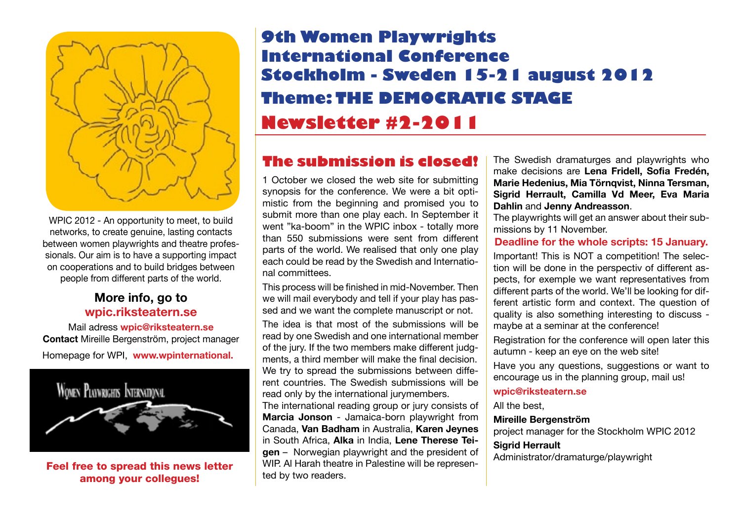# 9th Women Playwrights International Conference Stockholm - Sweden 15-21 august 2012

## Theme: THE DEMOCRATIC STAGE

## Newsletter #2-2011

WPIC 2012 - An opportunity to meet, to build networks, to create genuine, lasting contacts between women playwrights and theatre professionals. Our aim is to have a supporting impact on cooperations and to build bridges between people from different parts of the world.

**More info, go to**
**wpic.riksteatern.se**

Mail adress **wpic@riksteatern.se**
**Contact** Mireille Bergenström, project manager
Homepage for WPI, **www.wpinternational.**

**Feel free to spread this news letter among your collegues!**

### The submission is closed!

1 October we closed the web site for submitting synopsis for the conference. We were a bit optimistic from the beginning and promised you to submit more than one play each. In September it went "ka-boom" in the WPIC inbox - totally more than 550 submissions were sent from different parts of the world. We realised that only one play each could be read by the Swedish and International committees.

This process will be finished in mid-November. Then we will mail everybody and tell if your play has passed and we want the complete manuscript or not.

The idea is that most of the submissions will be read by one Swedish and one international member of the jury. If the two members make different judgments, a third member will make the final decision. We try to spread the submissions between different countries. The Swedish submissions will be read only by the international jurymembers.

The international reading group or jury consists of **Marcia Jonson** - Jamaica-born playwright from Canada, **Van Badham** in Australia, **Karen Jeynes** in South Africa, **Alka** in India, **Lene Therese Teigen** – Norwegian playwright and the president of WIP. Al Harah theatre in Palestine will be represented by two readers.

The Swedish dramaturges and playwrights who make decisions are **Lena Fridell, Sofia Fredén, Marie Hedenius, Mia Törnqvist, Ninna Tersman, Sigrid Herrault, Camilla Vd Meer, Eva Maria Dahlin** and **Jenny Andreasson**.

The playwrights will get an answer about their submissions by 11 November.

**Deadline for the whole scripts: 15 January.**

Important! This is NOT a competition! The selection will be done in the perspectiv of different aspects, for exemple we want representatives from different parts of the world. We'll be looking for different artistic form and context. The question of quality is also something interesting to discuss - maybe at a seminar at the conference!

Registration for the conference will open later this autumn - keep an eye on the web site!

Have you any questions, suggestions or want to encourage us in the planning group, mail us!

**wpic@riksteatern.se**

All the best,

**Mireille Bergenström**
project manager for the Stockholm WPIC 2012

**Sigrid Herrault**
Administrator/dramaturge/playwright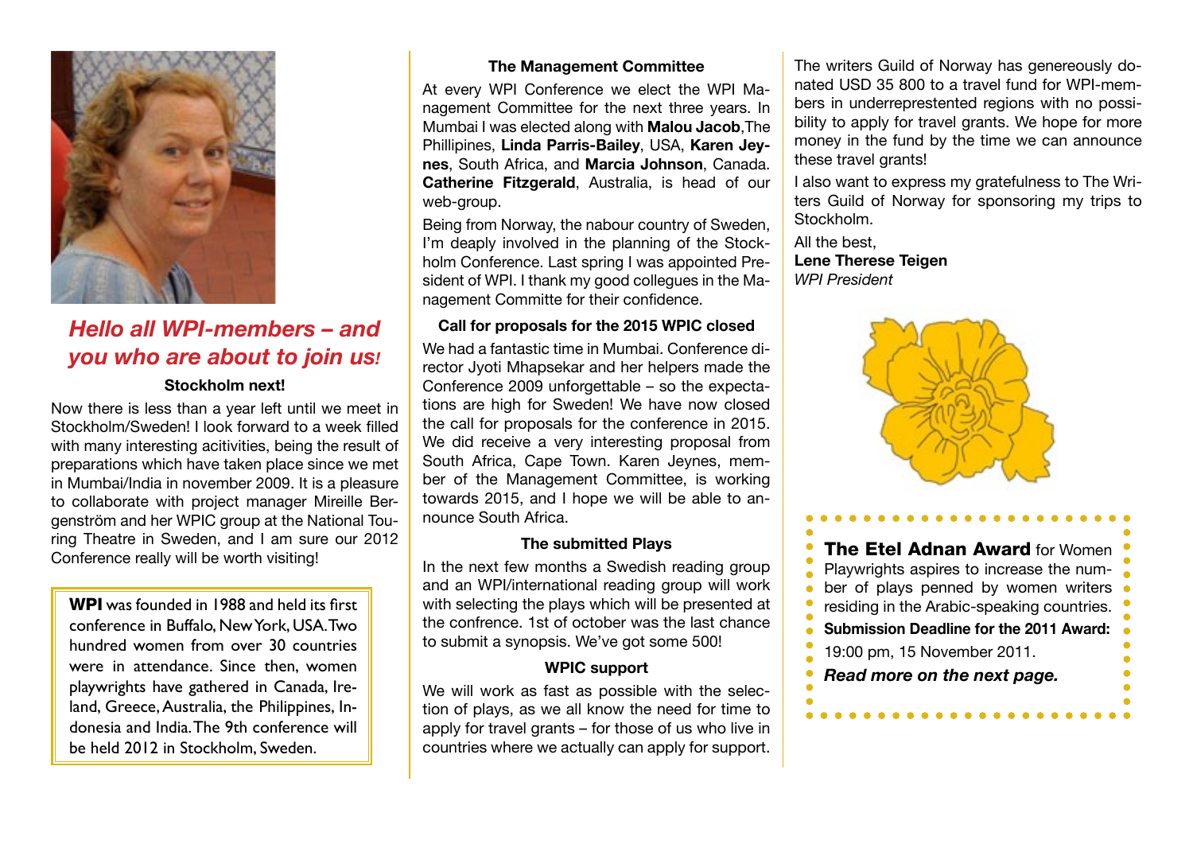## *Hello all WPI-members – and you who are about to join us!*

### Stockholm next!

Now there is less than a year left until we meet in Stockholm/Sweden! I look forward to a week filled with many interesting acitivities, being the result of preparations which have taken place since we met in Mumbai/India in november 2009. It is a pleasure to collaborate with project manager Mireille Bergenström and her WPIC group at the National Touring Theatre in Sweden, and I am sure our 2012 Conference really will be worth visiting!

**WPI** was founded in 1988 and held its first conference in Buffalo, New York, USA. Two hundred women from over 30 countries were in attendance. Since then, women playwrights have gathered in Canada, Ireland, Greece, Australia, the Philippines, Indonesia and India. The 9th conference will be held 2012 in Stockholm, Sweden.

### The Management Committee

At every WPI Conference we elect the WPI Management Committee for the next three years. In Mumbai I was elected along with **Malou Jacob**, The Phillipines, **Linda Parris-Bailey**, USA, **Karen Jeynes**, South Africa, and **Marcia Johnson**, Canada. **Catherine Fitzgerald**, Australia, is head of our web-group.

Being from Norway, the nabour country of Sweden, I'm deaply involved in the planning of the Stockholm Conference. Last spring I was appointed President of WPI. I thank my good collegues in the Management Committe for their confidence.

### Call for proposals for the 2015 WPIC closed

We had a fantastic time in Mumbai. Conference director Jyoti Mhapsekar and her helpers made the Conference 2009 unforgettable – so the expectations are high for Sweden! We have now closed the call for proposals for the conference in 2015. We did receive a very interesting proposal from South Africa, Cape Town. Karen Jeynes, member of the Management Committee, is working towards 2015, and I hope we will be able to announce South Africa.

### The submitted Plays

In the next few months a Swedish reading group and an WPI/international reading group will work with selecting the plays which will be presented at the confrence. 1st of october was the last chance to submit a synopsis. We've got some 500!

### WPIC support

We will work as fast as possible with the selection of plays, as we all know the need for time to apply for travel grants – for those of us who live in countries where we actually can apply for support.

The writers Guild of Norway has genereously donated USD 35 800 to a travel fund for WPI-members in underrepresentested regions with no possibility to apply for travel grants. We hope for more money in the fund by the time we can announce these travel grants!

I also want to express my gratefulness to The Writers Guild of Norway for sponsoring my trips to Stockholm.

All the best,
**Lene Therese Teigen**
*WPI President*

**The Etel Adnan Award** for Women Playwrights aspires to increase the number of plays penned by women writers residing in the Arabic-speaking countries.

**Submission Deadline for the 2011 Award:**

19:00 pm, 15 November 2011.

***Read more on the next page.***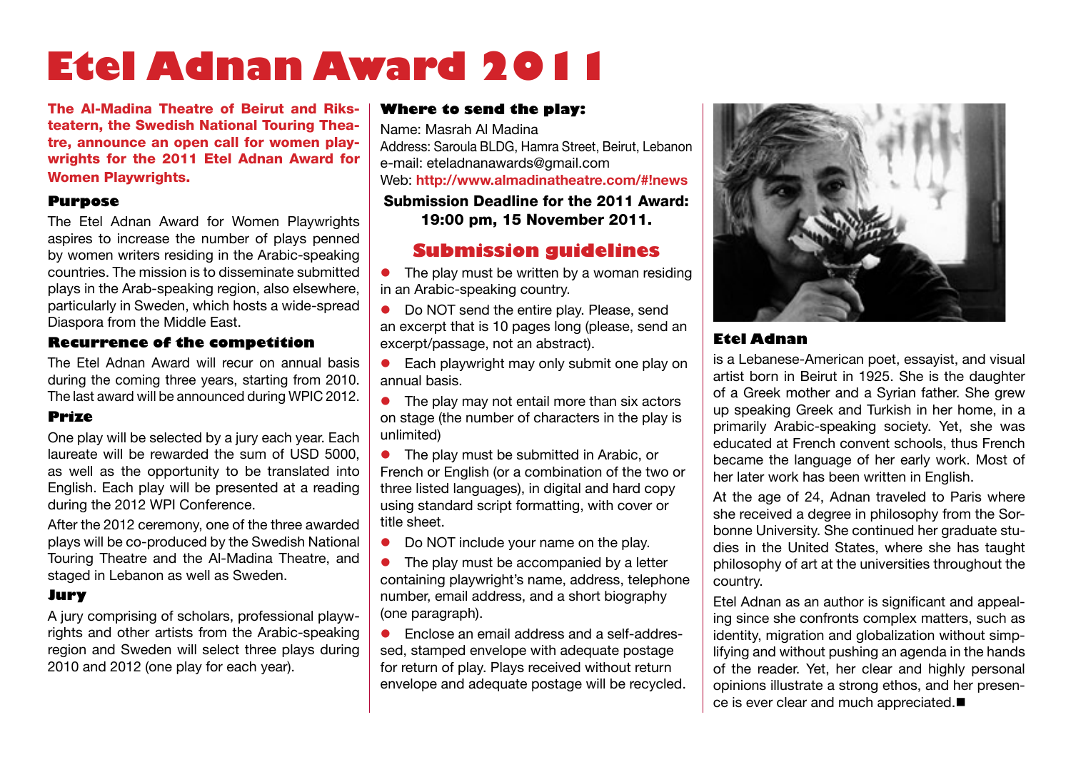# Etel Adnan Award 2011

**The Al-Madina Theatre of Beirut and Riksteatern, the Swedish National Touring Theatre, announce an open call for women playwrights for the 2011 Etel Adnan Award for Women Playwrights.**

### Purpose

The Etel Adnan Award for Women Playwrights aspires to increase the number of plays penned by women writers residing in the Arabic-speaking countries. The mission is to disseminate submitted plays in the Arab-speaking region, also elsewhere, particularly in Sweden, which hosts a wide-spread Diaspora from the Middle East.

### Recurrence of the competition

The Etel Adnan Award will recur on annual basis during the coming three years, starting from 2010. The last award will be announced during WPIC 2012.

### Prize

One play will be selected by a jury each year. Each laureate will be rewarded the sum of USD 5000, as well as the opportunity to be translated into English. Each play will be presented at a reading during the 2012 WPI Conference.

After the 2012 ceremony, one of the three awarded plays will be co-produced by the Swedish National Touring Theatre and the Al-Madina Theatre, and staged in Lebanon as well as Sweden.

### Jury

A jury comprising of scholars, professional playwrights and other artists from the Arabic-speaking region and Sweden will select three plays during 2010 and 2012 (one play for each year).

### Where to send the play:

Name: Masrah Al Madina
Address: Saroula BLDG, Hamra Street, Beirut, Lebanon
e-mail: eteladnanawards@gmail.com
Web: http://www.almadinatheatre.com/#!news

**Submission Deadline for the 2011 Award: 19:00 pm, 15 November 2011.**

## Submission guidelines

- The play must be written by a woman residing in an Arabic-speaking country.
- Do NOT send the entire play. Please, send an excerpt that is 10 pages long (please, send an excerpt/passage, not an abstract).
- Each playwright may only submit one play on annual basis.
- The play may not entail more than six actors on stage (the number of characters in the play is unlimited)
- The play must be submitted in Arabic, or French or English (or a combination of the two or three listed languages), in digital and hard copy using standard script formatting, with cover or title sheet.
- Do NOT include your name on the play.
- The play must be accompanied by a letter containing playwright's name, address, telephone number, email address, and a short biography (one paragraph).
- Enclose an email address and a self-addressed, stamped envelope with adequate postage for return of play. Plays received without return envelope and adequate postage will be recycled.

### Etel Adnan

is a Lebanese-American poet, essayist, and visual artist born in Beirut in 1925. She is the daughter of a Greek mother and a Syrian father. She grew up speaking Greek and Turkish in her home, in a primarily Arabic-speaking society. Yet, she was educated at French convent schools, thus French became the language of her early work. Most of her later work has been written in English.

At the age of 24, Adnan traveled to Paris where she received a degree in philosophy from the Sorbonne University. She continued her graduate studies in the United States, where she has taught philosophy of art at the universities throughout the country.

Etel Adnan as an author is significant and appealing since she confronts complex matters, such as identity, migration and globalization without simplifying and without pushing an agenda in the hands of the reader. Yet, her clear and highly personal opinions illustrate a strong ethos, and her presence is ever clear and much appreciated.■